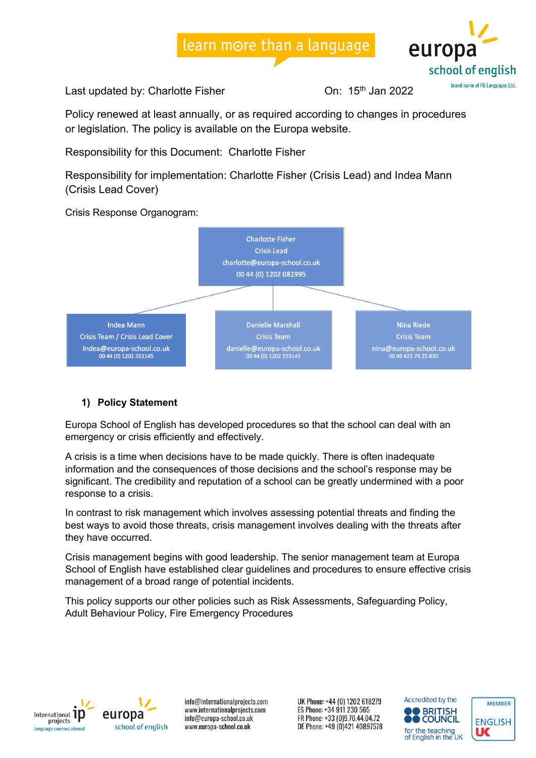learn more than a language

europa school of english

brand name of FG Languages Ltd.

Last updated by: Charlotte Fisher On: 15th Jan 2022

Policy renewed at least annually, or as required according to changes in procedures or legislation. The policy is available on the Europa website.

Responsibility for this Document: Charlotte Fisher

Responsibility for implementation: Charlotte Fisher (Crisis Lead) and Indea Mann (Crisis Lead Cover)

Crisis Response Organogram:

Charlotte Fisher
Crisis Lead
charlotte@europa-school.co.uk
00 44 (0) 1202 082995

- Indea Mann
  Crisis Team / Crisis Lead Cover
  Indea@europa-school.co.uk
  00 44 (0) 1202 553145
- Danielle Marshall
  Crisis Team
  danielle@europa-school.co.uk
  00 44 (0) 1202 553145
- Nina Riede
  Crisis Team
  nina@europa-school.co.uk
  00 49 421 79 25 830

## 1) Policy Statement

Europa School of English has developed procedures so that the school can deal with an emergency or crisis efficiently and effectively.

A crisis is a time when decisions have to be made quickly. There is often inadequate information and the consequences of those decisions and the school's response may be significant. The credibility and reputation of a school can be greatly undermined with a poor response to a crisis.

In contrast to risk management which involves assessing potential threats and finding the best ways to avoid those threats, crisis management involves dealing with the threats after they have occurred.

Crisis management begins with good leadership. The senior management team at Europa School of English have established clear guidelines and procedures to ensure effective crisis management of a broad range of potential incidents.

This policy supports our other policies such as Risk Assessments, Safeguarding Policy, Adult Behaviour Policy, Fire Emergency Procedures

international projects language courses abroad · europa school of english

info@internationalprojects.com
www.internationalprojects.com
info@europa-school.co.uk
www.europa-school.co.uk

UK Phone: +44 (0) 1202 618279
ES Phone: +34 911 230 565
FR Phone: +33 (0)9.70.44.04.72
DE Phone: +49 (0)421 40897578

Accredited by the British Council for the teaching of English in the UK

Member English UK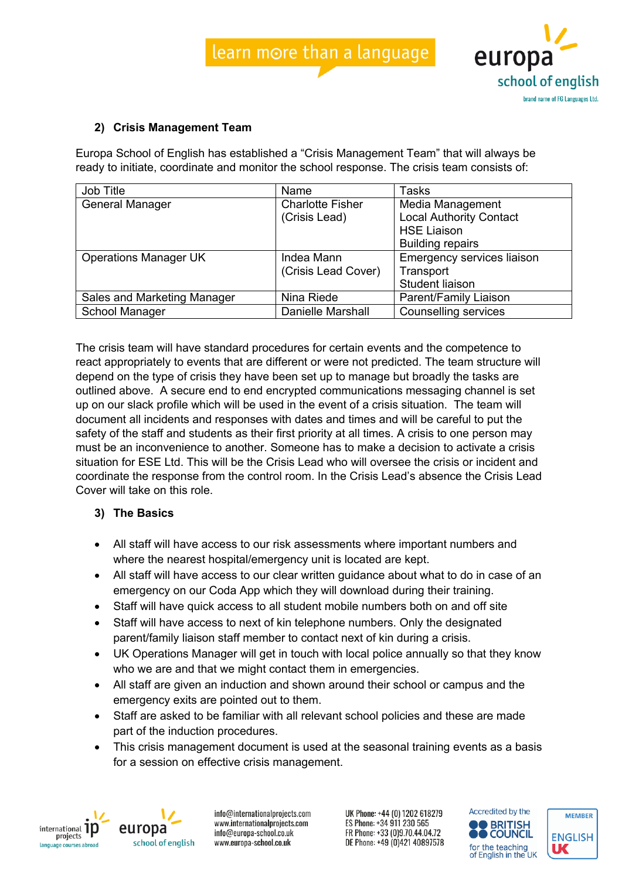## 2) Crisis Management Team

Europa School of English has established a “Crisis Management Team” that will always be ready to initiate, coordinate and monitor the school response. The crisis team consists of:

| Job Title | Name | Tasks |
|---|---|---|
| General Manager | Charlotte Fisher (Crisis Lead) | Media Management<br>Local Authority Contact<br>HSE Liaison<br>Building repairs |
| Operations Manager UK | Indea Mann (Crisis Lead Cover) | Emergency services liaison<br>Transport<br>Student liaison |
| Sales and Marketing Manager | Nina Riede | Parent/Family Liaison |
| School Manager | Danielle Marshall | Counselling services |

The crisis team will have standard procedures for certain events and the competence to react appropriately to events that are different or were not predicted. The team structure will depend on the type of crisis they have been set up to manage but broadly the tasks are outlined above. A secure end to end encrypted communications messaging channel is set up on our slack profile which will be used in the event of a crisis situation. The team will document all incidents and responses with dates and times and will be careful to put the safety of the staff and students as their first priority at all times. A crisis to one person may must be an inconvenience to another. Someone has to make a decision to activate a crisis situation for ESE Ltd. This will be the Crisis Lead who will oversee the crisis or incident and coordinate the response from the control room. In the Crisis Lead’s absence the Crisis Lead Cover will take on this role.

## 3) The Basics

- All staff will have access to our risk assessments where important numbers and where the nearest hospital/emergency unit is located are kept.
- All staff will have access to our clear written guidance about what to do in case of an emergency on our Coda App which they will download during their training.
- Staff will have quick access to all student mobile numbers both on and off site
- Staff will have access to next of kin telephone numbers. Only the designated parent/family liaison staff member to contact next of kin during a crisis.
- UK Operations Manager will get in touch with local police annually so that they know who we are and that we might contact them in emergencies.
- All staff are given an induction and shown around their school or campus and the emergency exits are pointed out to them.
- Staff are asked to be familiar with all relevant school policies and these are made part of the induction procedures.
- This crisis management document is used at the seasonal training events as a basis for a session on effective crisis management.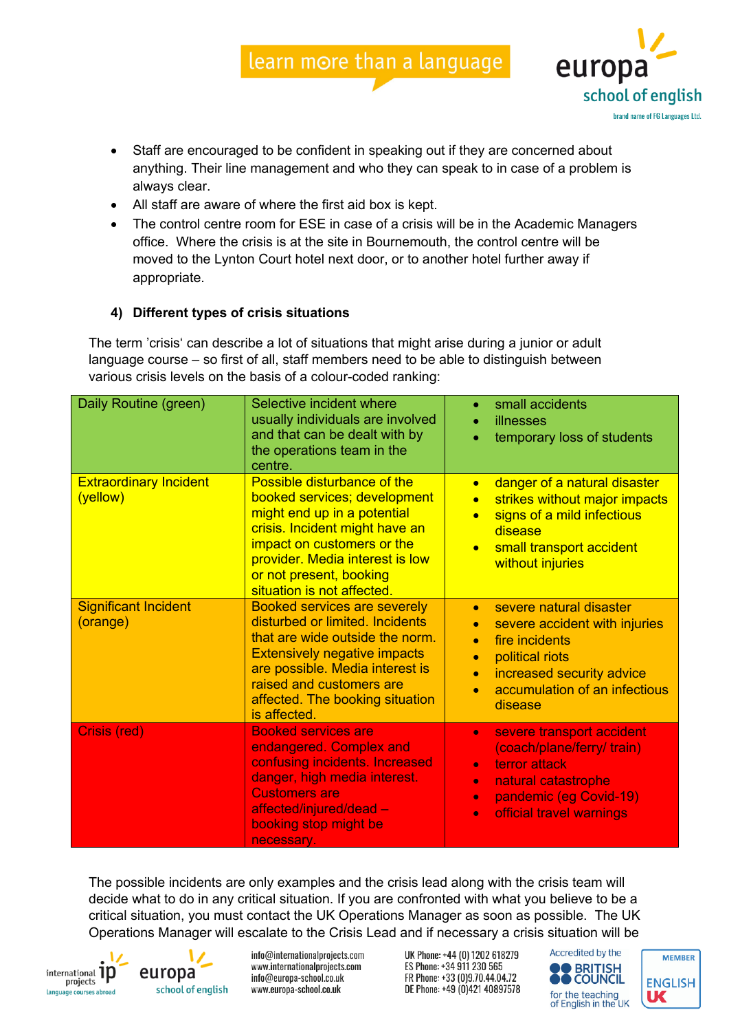- Staff are encouraged to be confident in speaking out if they are concerned about anything. Their line management and who they can speak to in case of a problem is always clear.
- All staff are aware of where the first aid box is kept.
- The control centre room for ESE in case of a crisis will be in the Academic Managers office. Where the crisis is at the site in Bournemouth, the control centre will be moved to the Lynton Court hotel next door, or to another hotel further away if appropriate.

#### 4) Different types of crisis situations

The term 'crisis' can describe a lot of situations that might arise during a junior or adult language course – so first of all, staff members need to be able to distinguish between various crisis levels on the basis of a colour-coded ranking:

| | | |
|---|---|---|
| Daily Routine (green) | Selective incident where usually individuals are involved and that can be dealt with by the operations team in the centre. | • small accidents<br>• illnesses<br>• temporary loss of students |
| Extraordinary Incident (yellow) | Possible disturbance of the booked services; development might end up in a potential crisis. Incident might have an impact on customers or the provider. Media interest is low or not present, booking situation is not affected. | • danger of a natural disaster<br>• strikes without major impacts<br>• signs of a mild infectious disease<br>• small transport accident without injuries |
| Significant Incident (orange) | Booked services are severely disturbed or limited. Incidents that are wide outside the norm. Extensively negative impacts are possible. Media interest is raised and customers are affected. The booking situation is affected. | • severe natural disaster<br>• severe accident with injuries<br>• fire incidents<br>• political riots<br>• increased security advice<br>• accumulation of an infectious disease |
| Crisis (red) | Booked services are endangered. Complex and confusing incidents. Increased danger, high media interest. Customers are affected/injured/dead – booking stop might be necessary. | • severe transport accident (coach/plane/ferry/ train)<br>• terror attack<br>• natural catastrophe<br>• pandemic (eg Covid-19)<br>• official travel warnings |

The possible incidents are only examples and the crisis lead along with the crisis team will decide what to do in any critical situation. If you are confronted with what you believe to be a critical situation, you must contact the UK Operations Manager as soon as possible. The UK Operations Manager will escalate to the Crisis Lead and if necessary a crisis situation will be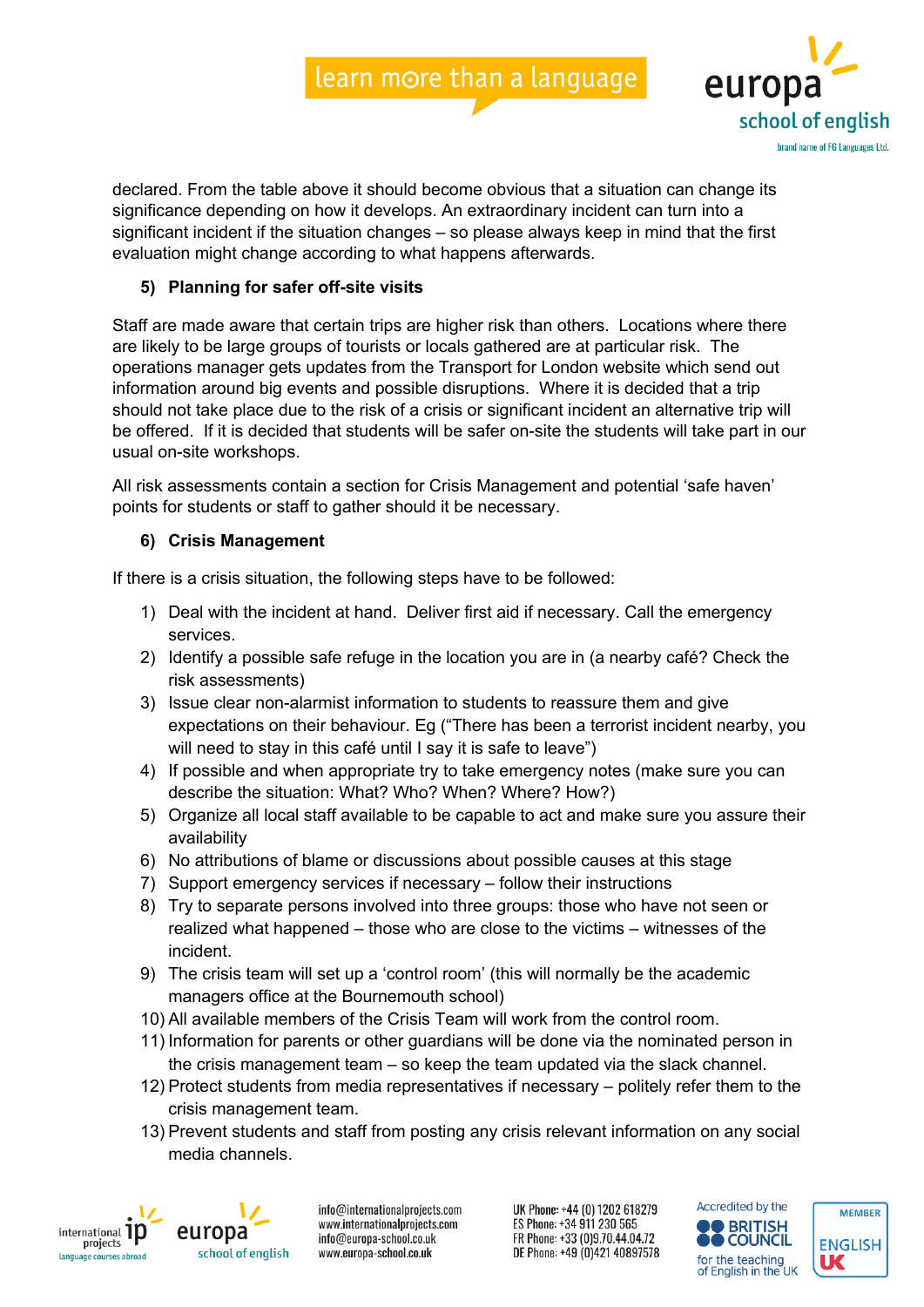declared. From the table above it should become obvious that a situation can change its significance depending on how it develops. An extraordinary incident can turn into a significant incident if the situation changes – so please always keep in mind that the first evaluation might change according to what happens afterwards.

### 5) Planning for safer off-site visits

Staff are made aware that certain trips are higher risk than others. Locations where there are likely to be large groups of tourists or locals gathered are at particular risk. The operations manager gets updates from the Transport for London website which send out information around big events and possible disruptions. Where it is decided that a trip should not take place due to the risk of a crisis or significant incident an alternative trip will be offered. If it is decided that students will be safer on-site the students will take part in our usual on-site workshops.

All risk assessments contain a section for Crisis Management and potential 'safe haven' points for students or staff to gather should it be necessary.

### 6) Crisis Management

If there is a crisis situation, the following steps have to be followed:

1) Deal with the incident at hand. Deliver first aid if necessary. Call the emergency services.
2) Identify a possible safe refuge in the location you are in (a nearby café? Check the risk assessments)
3) Issue clear non-alarmist information to students to reassure them and give expectations on their behaviour. Eg ("There has been a terrorist incident nearby, you will need to stay in this café until I say it is safe to leave")
4) If possible and when appropriate try to take emergency notes (make sure you can describe the situation: What? Who? When? Where? How?)
5) Organize all local staff available to be capable to act and make sure you assure their availability
6) No attributions of blame or discussions about possible causes at this stage
7) Support emergency services if necessary – follow their instructions
8) Try to separate persons involved into three groups: those who have not seen or realized what happened – those who are close to the victims – witnesses of the incident.
9) The crisis team will set up a 'control room' (this will normally be the academic managers office at the Bournemouth school)
10) All available members of the Crisis Team will work from the control room.
11) Information for parents or other guardians will be done via the nominated person in the crisis management team – so keep the team updated via the slack channel.
12) Protect students from media representatives if necessary – politely refer them to the crisis management team.
13) Prevent students and staff from posting any crisis relevant information on any social media channels.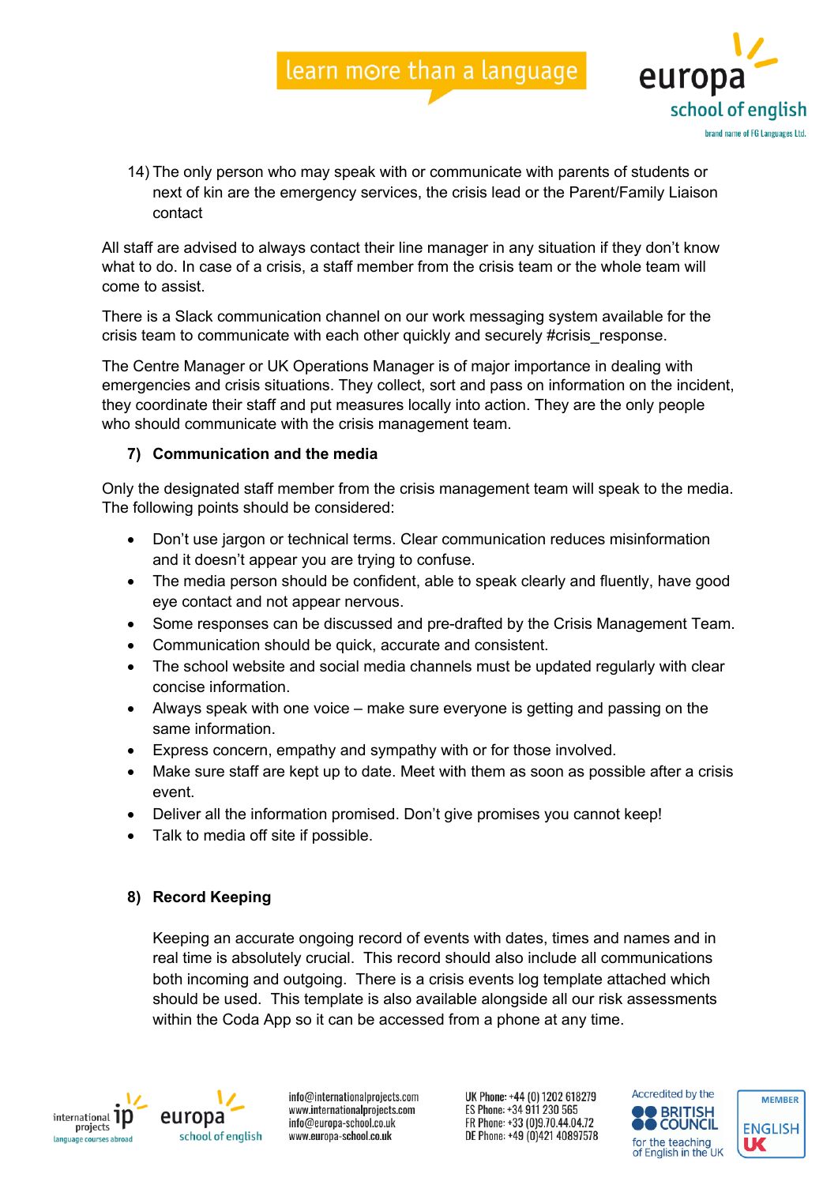14) The only person who may speak with or communicate with parents of students or next of kin are the emergency services, the crisis lead or the Parent/Family Liaison contact

All staff are advised to always contact their line manager in any situation if they don't know what to do. In case of a crisis, a staff member from the crisis team or the whole team will come to assist.

There is a Slack communication channel on our work messaging system available for the crisis team to communicate with each other quickly and securely #crisis_response.

The Centre Manager or UK Operations Manager is of major importance in dealing with emergencies and crisis situations. They collect, sort and pass on information on the incident, they coordinate their staff and put measures locally into action. They are the only people who should communicate with the crisis management team.

## 7) Communication and the media

Only the designated staff member from the crisis management team will speak to the media. The following points should be considered:

- Don't use jargon or technical terms. Clear communication reduces misinformation and it doesn't appear you are trying to confuse.
- The media person should be confident, able to speak clearly and fluently, have good eye contact and not appear nervous.
- Some responses can be discussed and pre-drafted by the Crisis Management Team.
- Communication should be quick, accurate and consistent.
- The school website and social media channels must be updated regularly with clear concise information.
- Always speak with one voice – make sure everyone is getting and passing on the same information.
- Express concern, empathy and sympathy with or for those involved.
- Make sure staff are kept up to date. Meet with them as soon as possible after a crisis event.
- Deliver all the information promised. Don't give promises you cannot keep!
- Talk to media off site if possible.

## 8) Record Keeping

Keeping an accurate ongoing record of events with dates, times and names and in real time is absolutely crucial. This record should also include all communications both incoming and outgoing. There is a crisis events log template attached which should be used. This template is also available alongside all our risk assessments within the Coda App so it can be accessed from a phone at any time.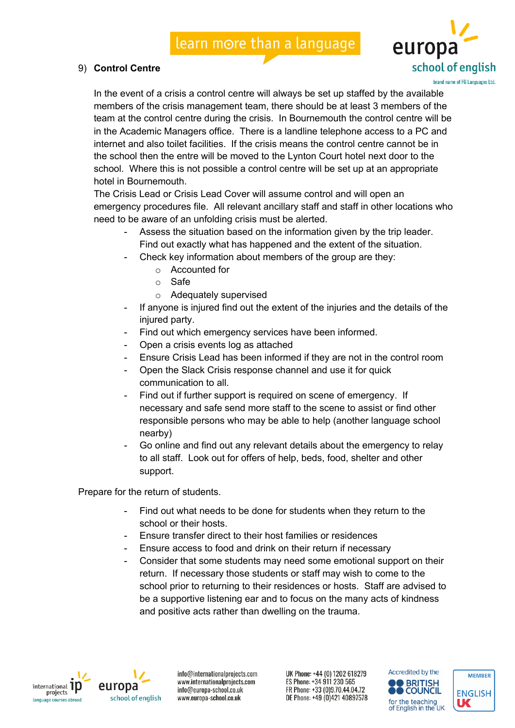## 9) **Control Centre**

In the event of a crisis a control centre will always be set up staffed by the available members of the crisis management team, there should be at least 3 members of the team at the control centre during the crisis. In Bournemouth the control centre will be in the Academic Managers office. There is a landline telephone access to a PC and internet and also toilet facilities. If the crisis means the control centre cannot be in the school then the entre will be moved to the Lynton Court hotel next door to the school. Where this is not possible a control centre will be set up at an appropriate hotel in Bournemouth.

The Crisis Lead or Crisis Lead Cover will assume control and will open an emergency procedures file. All relevant ancillary staff and staff in other locations who need to be aware of an unfolding crisis must be alerted.

- Assess the situation based on the information given by the trip leader. Find out exactly what has happened and the extent of the situation.
- Check key information about members of the group are they:
  - Accounted for
  - Safe
  - Adequately supervised
- If anyone is injured find out the extent of the injuries and the details of the injured party.
- Find out which emergency services have been informed.
- Open a crisis events log as attached
- Ensure Crisis Lead has been informed if they are not in the control room
- Open the Slack Crisis response channel and use it for quick communication to all.
- Find out if further support is required on scene of emergency. If necessary and safe send more staff to the scene to assist or find other responsible persons who may be able to help (another language school nearby)
- Go online and find out any relevant details about the emergency to relay to all staff. Look out for offers of help, beds, food, shelter and other support.

Prepare for the return of students.

- Find out what needs to be done for students when they return to the school or their hosts.
- Ensure transfer direct to their host families or residences
- Ensure access to food and drink on their return if necessary
- Consider that some students may need some emotional support on their return. If necessary those students or staff may wish to come to the school prior to returning to their residences or hosts. Staff are advised to be a supportive listening ear and to focus on the many acts of kindness and positive acts rather than dwelling on the trauma.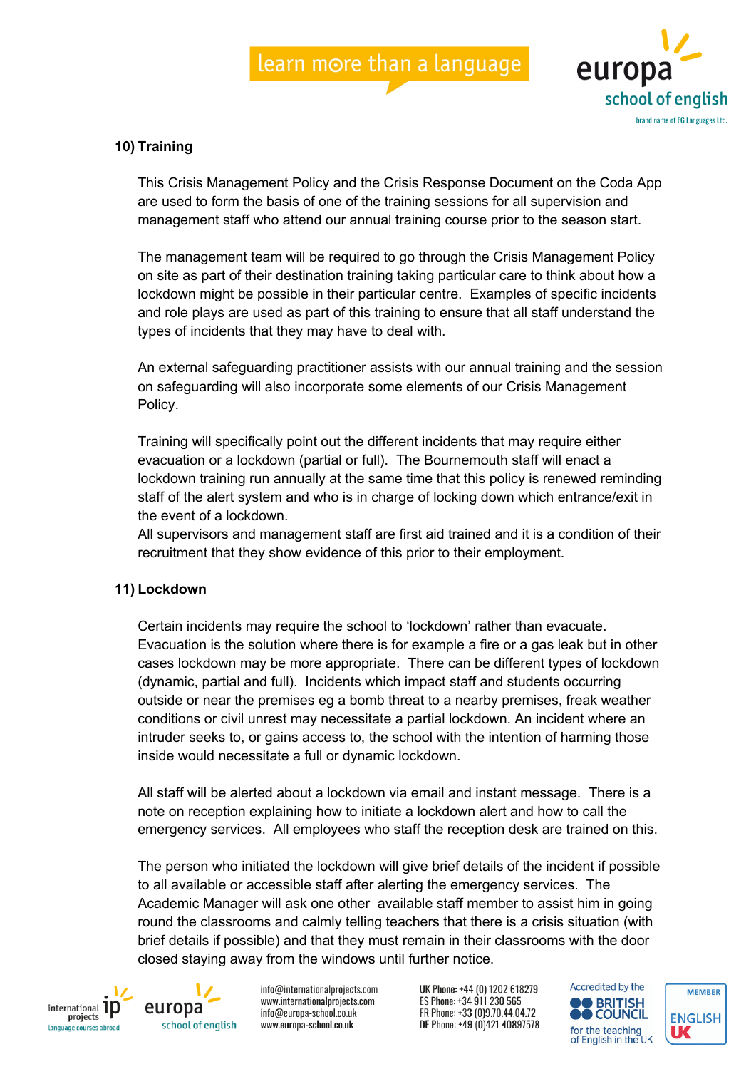## 10) Training

This Crisis Management Policy and the Crisis Response Document on the Coda App are used to form the basis of one of the training sessions for all supervision and management staff who attend our annual training course prior to the season start.

The management team will be required to go through the Crisis Management Policy on site as part of their destination training taking particular care to think about how a lockdown might be possible in their particular centre. Examples of specific incidents and role plays are used as part of this training to ensure that all staff understand the types of incidents that they may have to deal with.

An external safeguarding practitioner assists with our annual training and the session on safeguarding will also incorporate some elements of our Crisis Management Policy.

Training will specifically point out the different incidents that may require either evacuation or a lockdown (partial or full). The Bournemouth staff will enact a lockdown training run annually at the same time that this policy is renewed reminding staff of the alert system and who is in charge of locking down which entrance/exit in the event of a lockdown.
All supervisors and management staff are first aid trained and it is a condition of their recruitment that they show evidence of this prior to their employment.

## 11) Lockdown

Certain incidents may require the school to 'lockdown' rather than evacuate. Evacuation is the solution where there is for example a fire or a gas leak but in other cases lockdown may be more appropriate. There can be different types of lockdown (dynamic, partial and full). Incidents which impact staff and students occurring outside or near the premises eg a bomb threat to a nearby premises, freak weather conditions or civil unrest may necessitate a partial lockdown. An incident where an intruder seeks to, or gains access to, the school with the intention of harming those inside would necessitate a full or dynamic lockdown.

All staff will be alerted about a lockdown via email and instant message. There is a note on reception explaining how to initiate a lockdown alert and how to call the emergency services. All employees who staff the reception desk are trained on this.

The person who initiated the lockdown will give brief details of the incident if possible to all available or accessible staff after alerting the emergency services. The Academic Manager will ask one other available staff member to assist him in going round the classrooms and calmly telling teachers that there is a crisis situation (with brief details if possible) and that they must remain in their classrooms with the door closed staying away from the windows until further notice.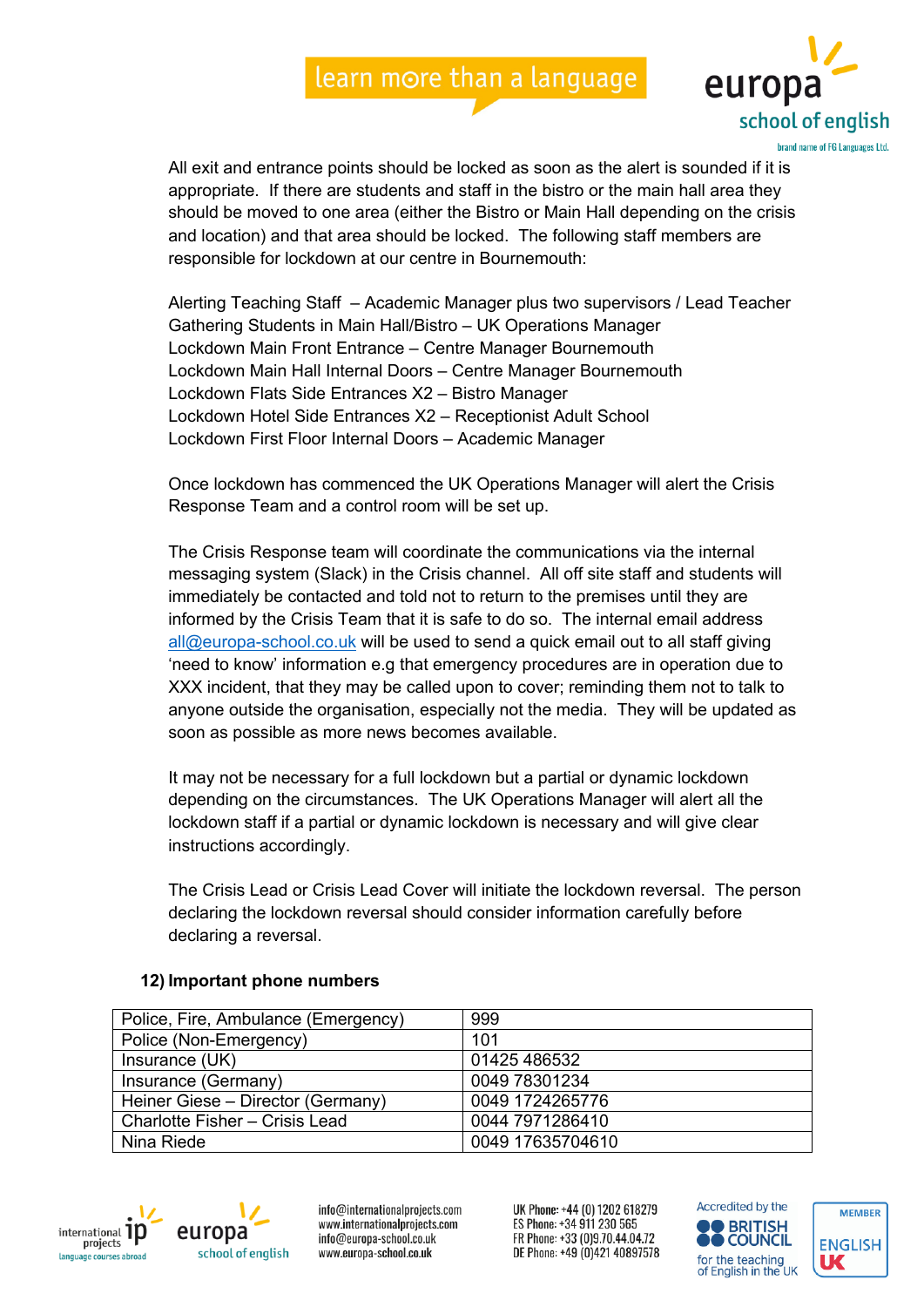All exit and entrance points should be locked as soon as the alert is sounded if it is appropriate. If there are students and staff in the bistro or the main hall area they should be moved to one area (either the Bistro or Main Hall depending on the crisis and location) and that area should be locked. The following staff members are responsible for lockdown at our centre in Bournemouth:

Alerting Teaching Staff – Academic Manager plus two supervisors / Lead Teacher
Gathering Students in Main Hall/Bistro – UK Operations Manager
Lockdown Main Front Entrance – Centre Manager Bournemouth
Lockdown Main Hall Internal Doors – Centre Manager Bournemouth
Lockdown Flats Side Entrances X2 – Bistro Manager
Lockdown Hotel Side Entrances X2 – Receptionist Adult School
Lockdown First Floor Internal Doors – Academic Manager

Once lockdown has commenced the UK Operations Manager will alert the Crisis Response Team and a control room will be set up.

The Crisis Response team will coordinate the communications via the internal messaging system (Slack) in the Crisis channel. All off site staff and students will immediately be contacted and told not to return to the premises until they are informed by the Crisis Team that it is safe to do so. The internal email address all@europa-school.co.uk will be used to send a quick email out to all staff giving 'need to know' information e.g that emergency procedures are in operation due to XXX incident, that they may be called upon to cover; reminding them not to talk to anyone outside the organisation, especially not the media. They will be updated as soon as possible as more news becomes available.

It may not be necessary for a full lockdown but a partial or dynamic lockdown depending on the circumstances. The UK Operations Manager will alert all the lockdown staff if a partial or dynamic lockdown is necessary and will give clear instructions accordingly.

The Crisis Lead or Crisis Lead Cover will initiate the lockdown reversal. The person declaring the lockdown reversal should consider information carefully before declaring a reversal.

## 12) Important phone numbers

| Police, Fire, Ambulance (Emergency) | 999 |
|---|---|
| Police (Non-Emergency) | 101 |
| Insurance (UK) | 01425 486532 |
| Insurance (Germany) | 0049 78301234 |
| Heiner Giese – Director (Germany) | 0049 1724265776 |
| Charlotte Fisher – Crisis Lead | 0044 7971286410 |
| Nina Riede | 0049 17635704610 |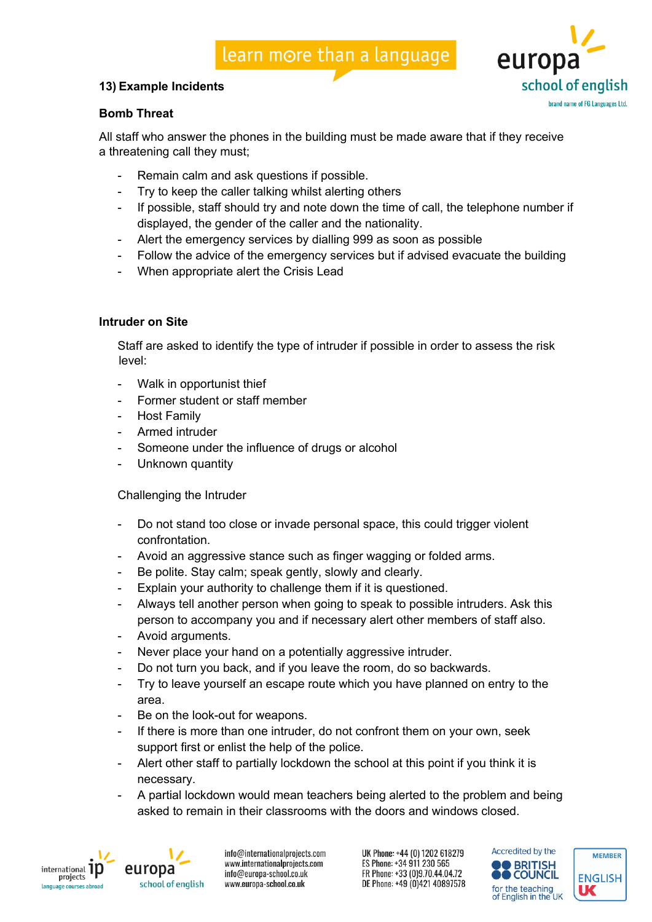## 13) Example Incidents

### Bomb Threat

All staff who answer the phones in the building must be made aware that if they receive a threatening call they must;

- Remain calm and ask questions if possible.
- Try to keep the caller talking whilst alerting others
- If possible, staff should try and note down the time of call, the telephone number if displayed, the gender of the caller and the nationality.
- Alert the emergency services by dialling 999 as soon as possible
- Follow the advice of the emergency services but if advised evacuate the building
- When appropriate alert the Crisis Lead

### Intruder on Site

Staff are asked to identify the type of intruder if possible in order to assess the risk level:

- Walk in opportunist thief
- Former student or staff member
- Host Family
- Armed intruder
- Someone under the influence of drugs or alcohol
- Unknown quantity

Challenging the Intruder

- Do not stand too close or invade personal space, this could trigger violent confrontation.
- Avoid an aggressive stance such as finger wagging or folded arms.
- Be polite. Stay calm; speak gently, slowly and clearly.
- Explain your authority to challenge them if it is questioned.
- Always tell another person when going to speak to possible intruders. Ask this person to accompany you and if necessary alert other members of staff also.
- Avoid arguments.
- Never place your hand on a potentially aggressive intruder.
- Do not turn you back, and if you leave the room, do so backwards.
- Try to leave yourself an escape route which you have planned on entry to the area.
- Be on the look-out for weapons.
- If there is more than one intruder, do not confront them on your own, seek support first or enlist the help of the police.
- Alert other staff to partially lockdown the school at this point if you think it is necessary.
- A partial lockdown would mean teachers being alerted to the problem and being asked to remain in their classrooms with the doors and windows closed.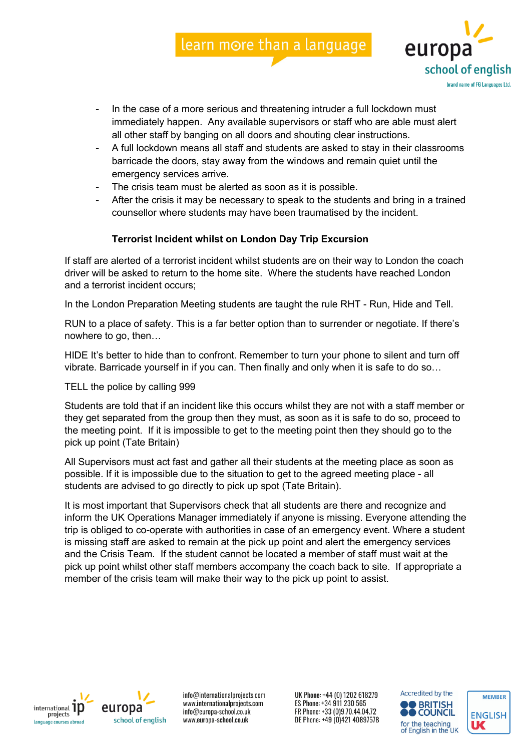- In the case of a more serious and threatening intruder a full lockdown must immediately happen. Any available supervisors or staff who are able must alert all other staff by banging on all doors and shouting clear instructions.
- A full lockdown means all staff and students are asked to stay in their classrooms barricade the doors, stay away from the windows and remain quiet until the emergency services arrive.
- The crisis team must be alerted as soon as it is possible.
- After the crisis it may be necessary to speak to the students and bring in a trained counsellor where students may have been traumatised by the incident.

**Terrorist Incident whilst on London Day Trip Excursion**

If staff are alerted of a terrorist incident whilst students are on their way to London the coach driver will be asked to return to the home site. Where the students have reached London and a terrorist incident occurs;

In the London Preparation Meeting students are taught the rule RHT - Run, Hide and Tell.

RUN to a place of safety. This is a far better option than to surrender or negotiate. If there's nowhere to go, then…

HIDE It's better to hide than to confront. Remember to turn your phone to silent and turn off vibrate. Barricade yourself in if you can. Then finally and only when it is safe to do so…

TELL the police by calling 999

Students are told that if an incident like this occurs whilst they are not with a staff member or they get separated from the group then they must, as soon as it is safe to do so, proceed to the meeting point. If it is impossible to get to the meeting point then they should go to the pick up point (Tate Britain)

All Supervisors must act fast and gather all their students at the meeting place as soon as possible. If it is impossible due to the situation to get to the agreed meeting place - all students are advised to go directly to pick up spot (Tate Britain).

It is most important that Supervisors check that all students are there and recognize and inform the UK Operations Manager immediately if anyone is missing. Everyone attending the trip is obliged to co-operate with authorities in case of an emergency event. Where a student is missing staff are asked to remain at the pick up point and alert the emergency services and the Crisis Team. If the student cannot be located a member of staff must wait at the pick up point whilst other staff members accompany the coach back to site. If appropriate a member of the crisis team will make their way to the pick up point to assist.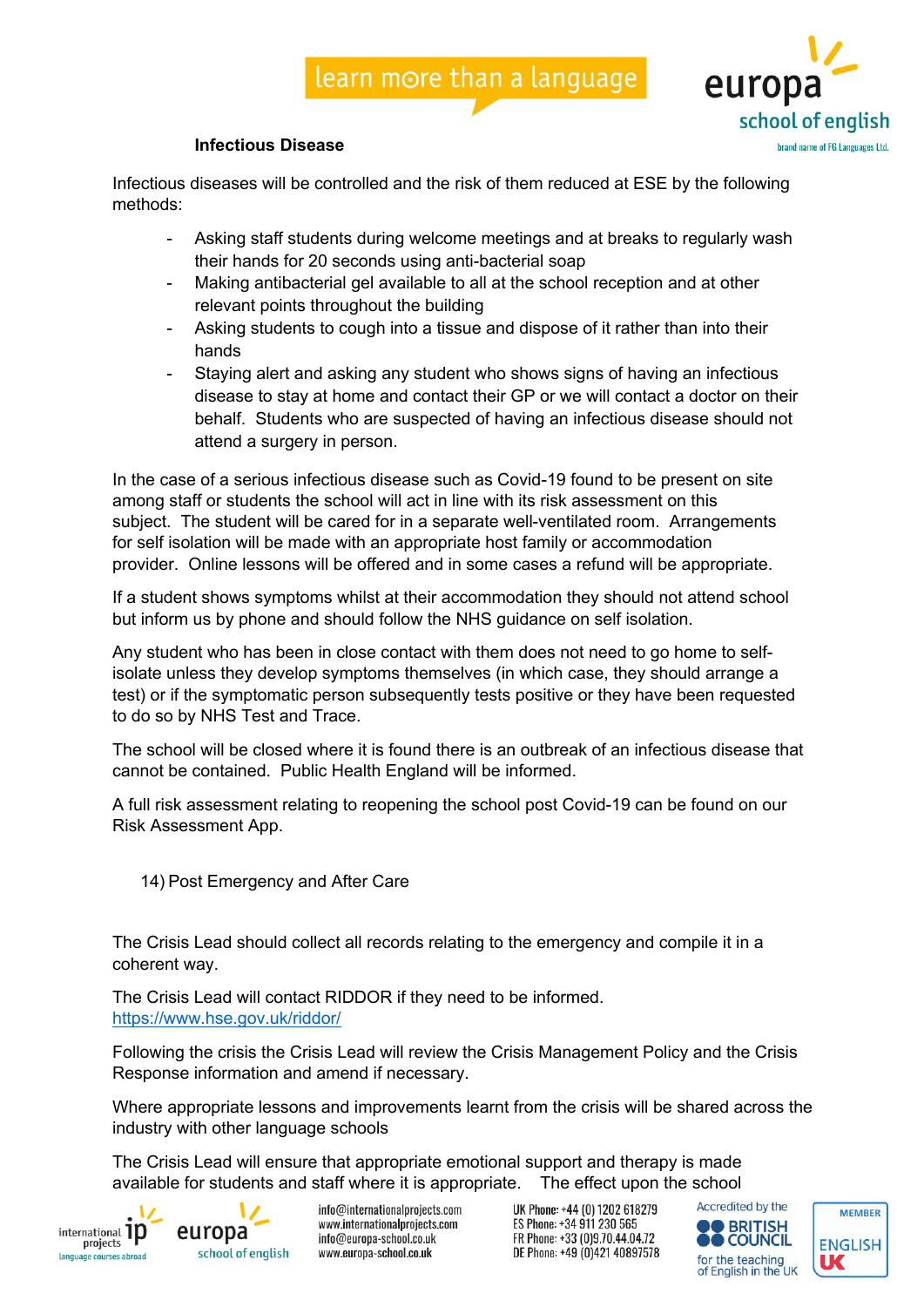**Infectious Disease**

Infectious diseases will be controlled and the risk of them reduced at ESE by the following methods:

- Asking staff students during welcome meetings and at breaks to regularly wash their hands for 20 seconds using anti-bacterial soap
- Making antibacterial gel available to all at the school reception and at other relevant points throughout the building
- Asking students to cough into a tissue and dispose of it rather than into their hands
- Staying alert and asking any student who shows signs of having an infectious disease to stay at home and contact their GP or we will contact a doctor on their behalf. Students who are suspected of having an infectious disease should not attend a surgery in person.

In the case of a serious infectious disease such as Covid-19 found to be present on site among staff or students the school will act in line with its risk assessment on this subject. The student will be cared for in a separate well-ventilated room. Arrangements for self isolation will be made with an appropriate host family or accommodation provider. Online lessons will be offered and in some cases a refund will be appropriate.

If a student shows symptoms whilst at their accommodation they should not attend school but inform us by phone and should follow the NHS guidance on self isolation.

Any student who has been in close contact with them does not need to go home to self-isolate unless they develop symptoms themselves (in which case, they should arrange a test) or if the symptomatic person subsequently tests positive or they have been requested to do so by NHS Test and Trace.

The school will be closed where it is found there is an outbreak of an infectious disease that cannot be contained. Public Health England will be informed.

A full risk assessment relating to reopening the school post Covid-19 can be found on our Risk Assessment App.

14) Post Emergency and After Care

The Crisis Lead should collect all records relating to the emergency and compile it in a coherent way.

The Crisis Lead will contact RIDDOR if they need to be informed.
https://www.hse.gov.uk/riddor/

Following the crisis the Crisis Lead will review the Crisis Management Policy and the Crisis Response information and amend if necessary.

Where appropriate lessons and improvements learnt from the crisis will be shared across the industry with other language schools

The Crisis Lead will ensure that appropriate emotional support and therapy is made available for students and staff where it is appropriate. The effect upon the school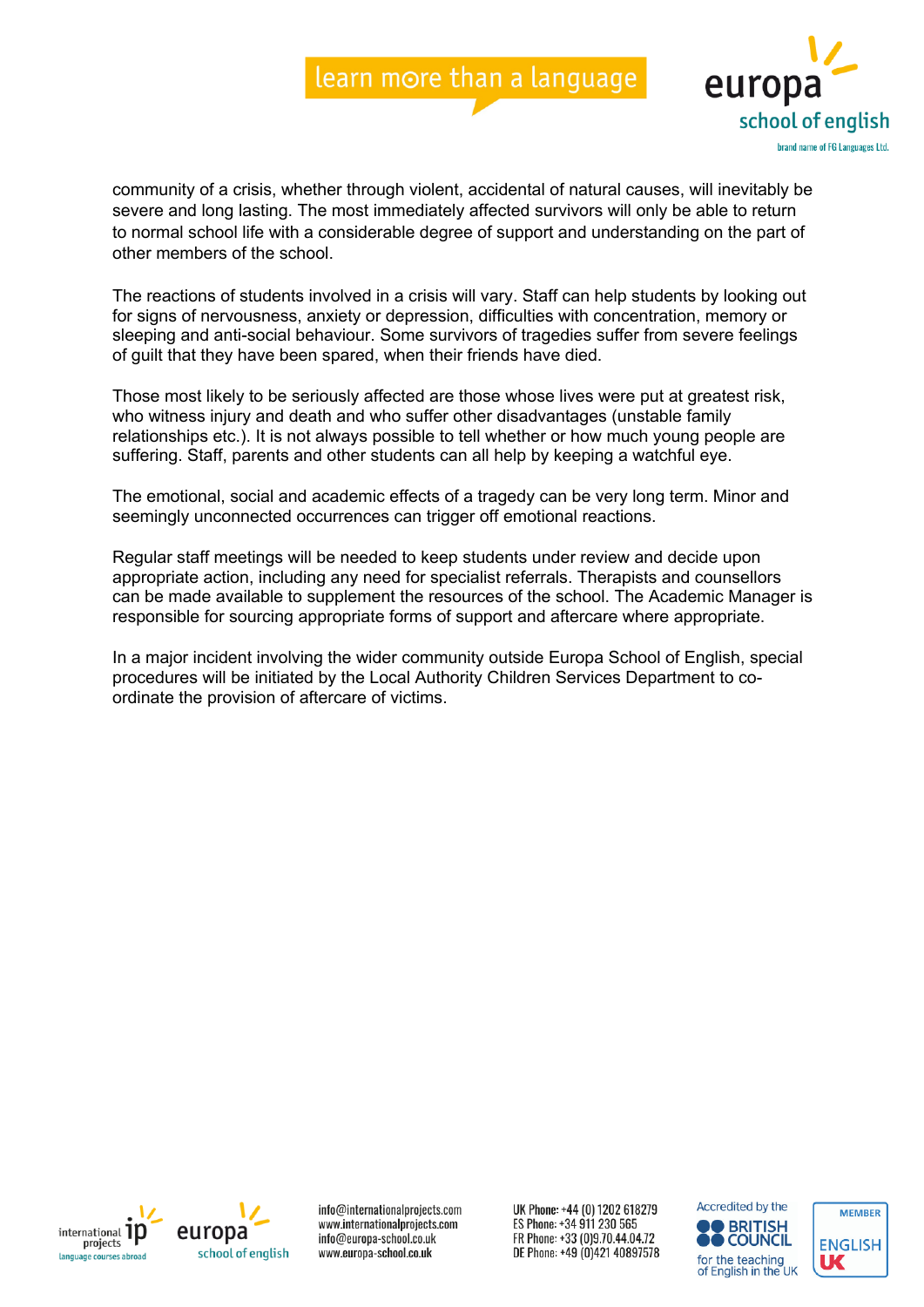community of a crisis, whether through violent, accidental of natural causes, will inevitably be severe and long lasting. The most immediately affected survivors will only be able to return to normal school life with a considerable degree of support and understanding on the part of other members of the school.

The reactions of students involved in a crisis will vary. Staff can help students by looking out for signs of nervousness, anxiety or depression, difficulties with concentration, memory or sleeping and anti-social behaviour. Some survivors of tragedies suffer from severe feelings of guilt that they have been spared, when their friends have died.

Those most likely to be seriously affected are those whose lives were put at greatest risk, who witness injury and death and who suffer other disadvantages (unstable family relationships etc.). It is not always possible to tell whether or how much young people are suffering. Staff, parents and other students can all help by keeping a watchful eye.

The emotional, social and academic effects of a tragedy can be very long term. Minor and seemingly unconnected occurrences can trigger off emotional reactions.

Regular staff meetings will be needed to keep students under review and decide upon appropriate action, including any need for specialist referrals. Therapists and counsellors can be made available to supplement the resources of the school. The Academic Manager is responsible for sourcing appropriate forms of support and aftercare where appropriate.

In a major incident involving the wider community outside Europa School of English, special procedures will be initiated by the Local Authority Children Services Department to co-ordinate the provision of aftercare of victims.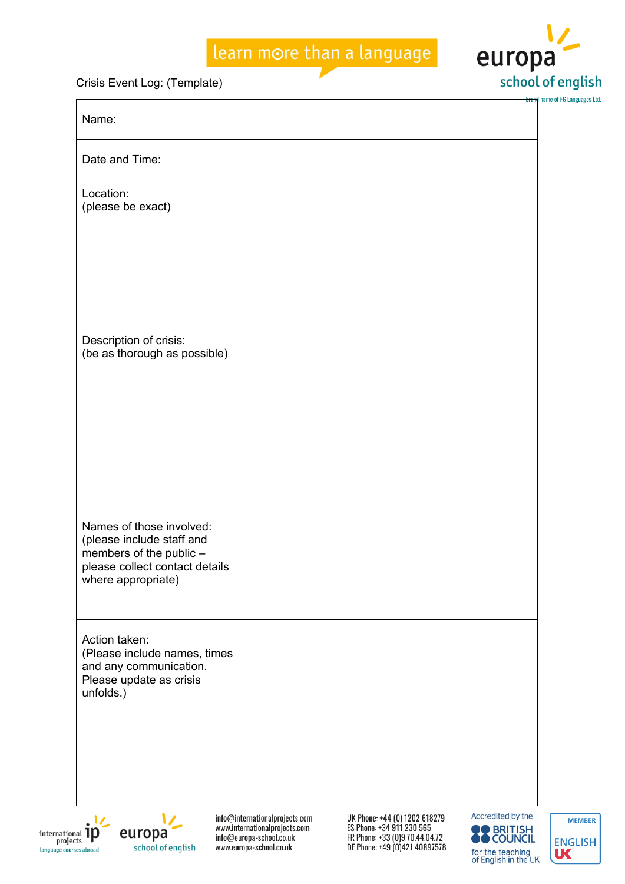Crisis Event Log: (Template)

| | |
|---|---|
| Name: | |
| Date and Time: | |
| Location:<br>(please be exact) | |
| Description of crisis:<br>(be as thorough as possible) | |
| Names of those involved:<br>(please include staff and members of the public – please collect contact details where appropriate) | |
| Action taken:<br>(Please include names, times and any communication. Please update as crisis unfolds.) | |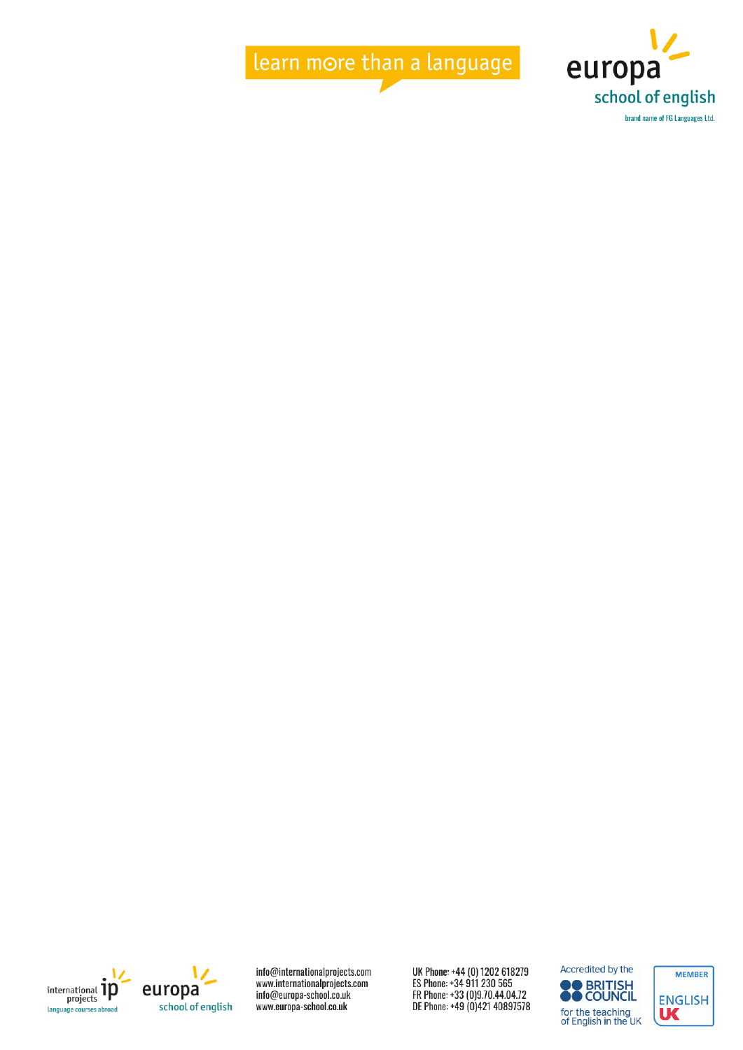learn more than a language

europa school of english

brand name of FG Languages Ltd.

international projects language courses abroad

europa school of english

info@internationalprojects.com
www.internationalprojects.com
info@europa-school.co.uk
www.europa-school.co.uk

UK Phone: +44 (0) 1202 618279
ES Phone: +34 911 230 565
FR Phone: +33 (0)9.70.44.04.72
DE Phone: +49 (0)421 40897578

Accredited by the BRITISH COUNCIL for the teaching of English in the UK

MEMBER ENGLISH UK